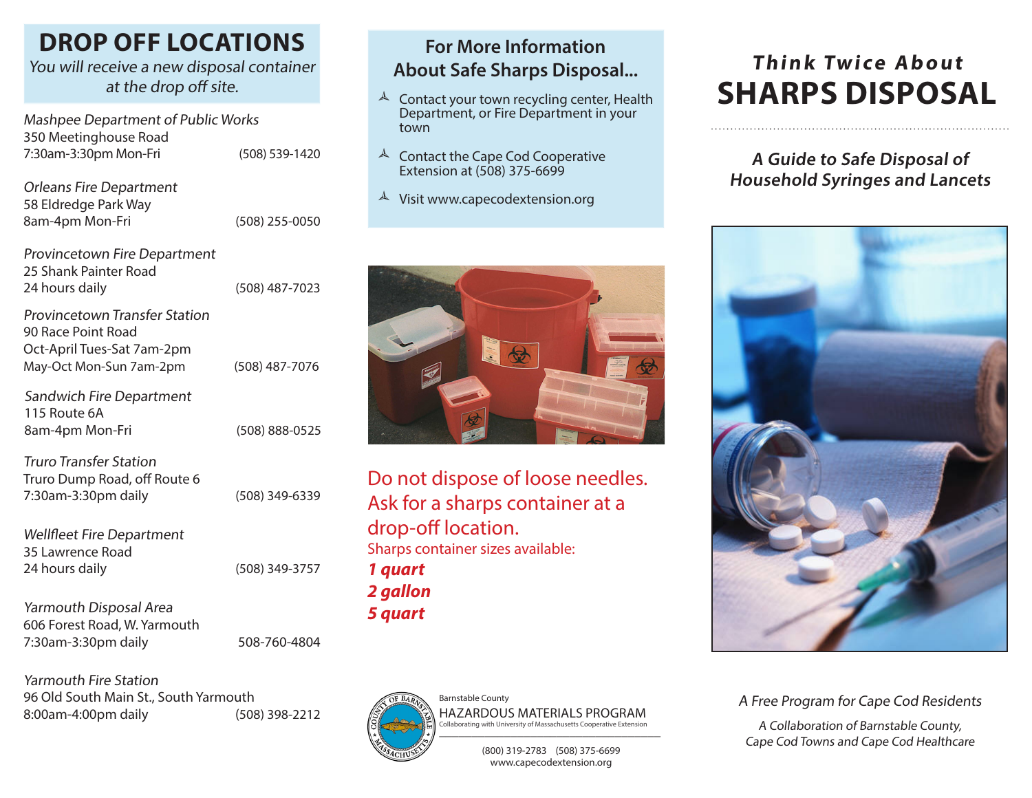# DROP OFF LOCATIONS

*You will receive a new disposal container at the drop off site.*

*Mashpee Department of Public Works*
350 Meetinghouse Road
7:30am-3:30pm Mon-Fri — (508) 539-1420

*Orleans Fire Department*
58 Eldredge Park Way
8am-4pm Mon-Fri — (508) 255-0050

*Provincetown Fire Department*
25 Shank Painter Road
24 hours daily — (508) 487-7023

*Provincetown Transfer Station*
90 Race Point Road
Oct-April Tues-Sat 7am-2pm
May-Oct Mon-Sun 7am-2pm — (508) 487-7076

*Sandwich Fire Department*
115 Route 6A
8am-4pm Mon-Fri — (508) 888-0525

*Truro Transfer Station*
Truro Dump Road, off Route 6
7:30am-3:30pm daily — (508) 349-6339

*Wellfleet Fire Department*
35 Lawrence Road
24 hours daily — (508) 349-3757

*Yarmouth Disposal Area*
606 Forest Road, W. Yarmouth
7:30am-3:30pm daily — 508-760-4804

*Yarmouth Fire Station*
96 Old South Main St., South Yarmouth
8:00am-4:00pm daily — (508) 398-2212

## For More Information About Safe Sharps Disposal...

- Contact your town recycling center, Health Department, or Fire Department in your town
- Contact the Cape Cod Cooperative Extension at (508) 375-6699
- Visit www.capecodextension.org

Do not dispose of loose needles. Ask for a sharps container at a drop-off location.

Sharps container sizes available:

***1 quart***
***2 gallon***
***5 quart***

Barnstable County
HAZARDOUS MATERIALS PROGRAM
Collaborating with University of Massachusetts Cooperative Extension

(800) 319-2783 (508) 375-6699
www.capecodextension.org

## *Think Twice About*
# SHARPS DISPOSAL

### *A Guide to Safe Disposal of Household Syringes and Lancets*

*A Free Program for Cape Cod Residents*

*A Collaboration of Barnstable County, Cape Cod Towns and Cape Cod Healthcare*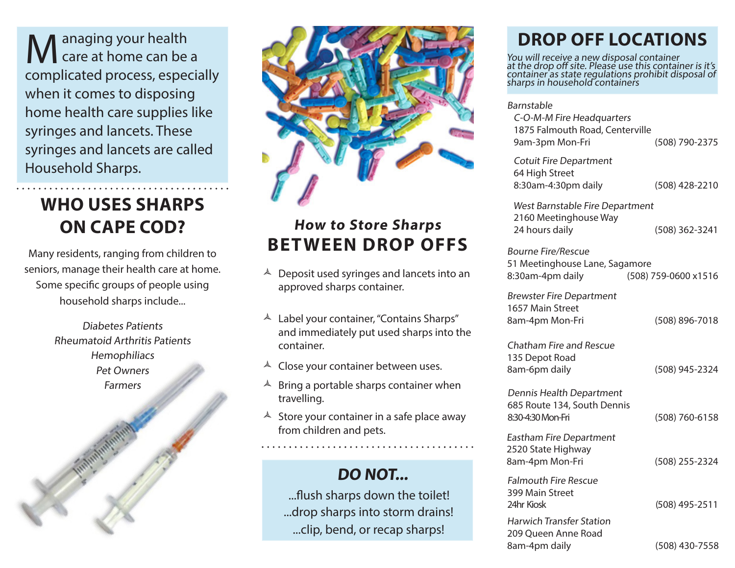Managing your health care at home can be a complicated process, especially when it comes to disposing home health care supplies like syringes and lancets. These syringes and lancets are called Household Sharps.

## WHO USES SHARPS ON CAPE COD?

Many residents, ranging from children to seniors, manage their health care at home. Some specific groups of people using household sharps include...

*Diabetes Patients*
*Rheumatoid Arthritis Patients*
*Hemophiliacs*
*Pet Owners*
*Farmers*

### *How to Store Sharps*
## BETWEEN DROP OFFS

- Deposit used syringes and lancets into an approved sharps container.
- Label your container, "Contains Sharps" and immediately put used sharps into the container.
- Close your container between uses.
- Bring a portable sharps container when travelling.
- Store your container in a safe place away from children and pets.

### *DO NOT...*

...flush sharps down the toilet!
...drop sharps into storm drains!
...clip, bend, or recap sharps!

## DROP OFF LOCATIONS

*You will receive a new disposal container at the drop off site. Please use this container is it's container as state regulations prohibit disposal of sharps in household containers*

*Barnstable*

*C-O-M-M Fire Headquarters*
1875 Falmouth Road, Centerville
9am-3pm Mon-Fri (508) 790-2375

*Cotuit Fire Department*
64 High Street
8:30am-4:30pm daily (508) 428-2210

*West Barnstable Fire Department*
2160 Meetinghouse Way
24 hours daily (508) 362-3241

*Bourne Fire/Rescue*
51 Meetinghouse Lane, Sagamore
8:30am-4pm daily (508) 759-0600 x1516

*Brewster Fire Department*
1657 Main Street
8am-4pm Mon-Fri (508) 896-7018

*Chatham Fire and Rescue*
135 Depot Road
8am-6pm daily (508) 945-2324

*Dennis Health Department*
685 Route 134, South Dennis
8:30-4:30 Mon-Fri (508) 760-6158

*Eastham Fire Department*
2520 State Highway
8am-4pm Mon-Fri (508) 255-2324

*Falmouth Fire Rescue*
399 Main Street
24hr Kiosk (508) 495-2511

*Harwich Transfer Station*
209 Queen Anne Road
8am-4pm daily (508) 430-7558